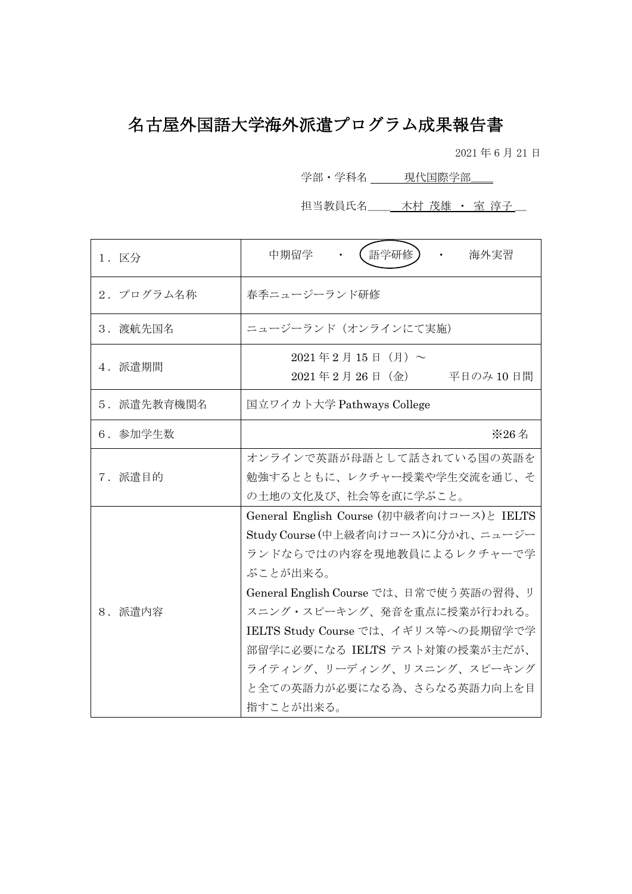# 名古屋外国語大学海外派遣プログラム成果報告書

2021 年 6 月 21 日

学部・学科名 現代国際学部

担当教員氏名 木村 茂雄 ・ 室 淳子

| 項目 | 内容 |
|---|---|
| 1．区分 | 中期留学 ・ (語学研修) ・ 海外実習 |
| 2．プログラム名称 | 春季ニュージーランド研修 |
| 3．渡航先国名 | ニュージーランド（オンラインにて実施） |
| 4．派遣期間 | 2021 年 2 月 15 日（月）～ 2021 年 2 月 26 日（金） 平日のみ 10 日間 |
| 5．派遣先教育機関名 | 国立ワイカト大学 Pathways College |
| 6．参加学生数 | ※26 名 |
| 7．派遣目的 | オンラインで英語が母語として話されている国の英語を勉強するとともに、レクチャー授業や学生交流を通じ、その土地の文化及び、社会等を直に学ぶこと。 |
| 8．派遣内容 | General English Course (初中級者向けコース)と IELTS Study Course (中上級者向けコース)に分かれ、ニュージーランドならではの内容を現地教員によるレクチャーで学ぶことが出来る。<br>General English Course では、日常で使う英語の習得、リスニング・スピーキング、発音を重点に授業が行われる。<br>IELTS Study Course では、イギリス等への長期留学で学部留学に必要になる IELTS テスト対策の授業が主だが、ライティング、リーディング、リスニング、スピーキングと全ての英語力が必要になる為、さらなる英語力向上を目指すことが出来る。 |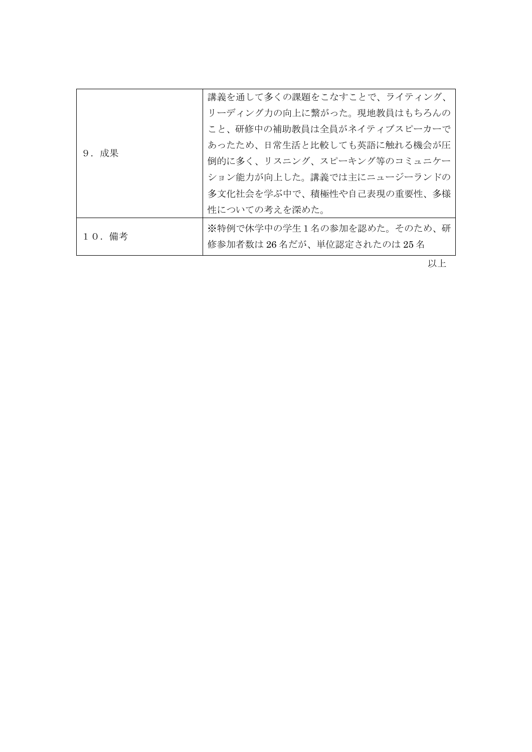| ９．成果 | 講義を通して多くの課題をこなすことで、ライティング、リーディング力の向上に繋がった。現地教員はもちろんのこと、研修中の補助教員は全員がネイティブスピーカーであったため、日常生活と比較しても英語に触れる機会が圧倒的に多く、リスニング、スピーキング等のコミュニケーション能力が向上した。講義では主にニュージーランドの多文化社会を学ぶ中で、積極性や自己表現の重要性、多様性についての考えを深めた。 |
|---|---|
| １０．備考 | ※特例で休学中の学生１名の参加を認めた。そのため、研修参加者数は 26 名だが、単位認定されたのは 25 名 |

以上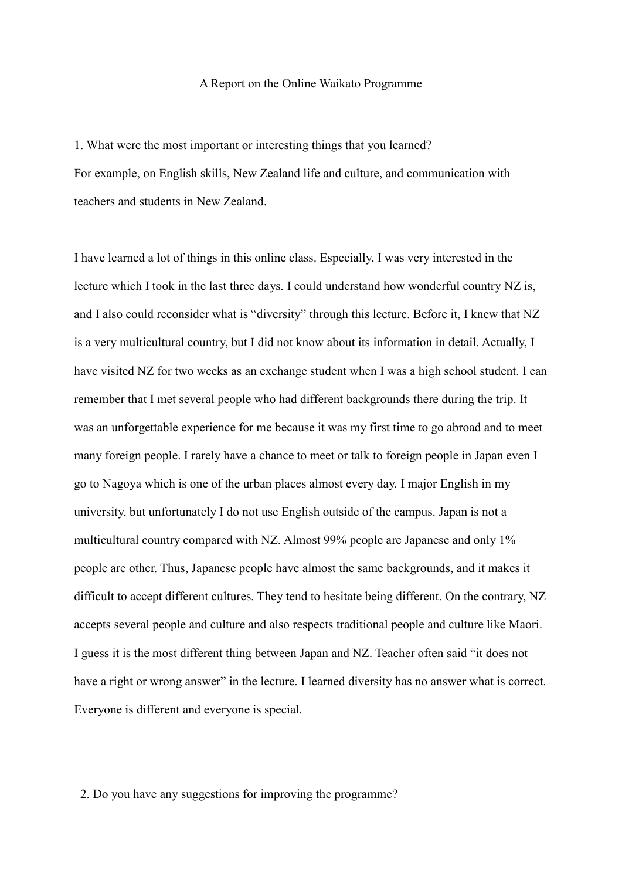# A Report on the Online Waikato Programme

1. What were the most important or interesting things that you learned?
For example, on English skills, New Zealand life and culture, and communication with teachers and students in New Zealand.

I have learned a lot of things in this online class. Especially, I was very interested in the lecture which I took in the last three days. I could understand how wonderful country NZ is, and I also could reconsider what is “diversity” through this lecture. Before it, I knew that NZ is a very multicultural country, but I did not know about its information in detail. Actually, I have visited NZ for two weeks as an exchange student when I was a high school student. I can remember that I met several people who had different backgrounds there during the trip. It was an unforgettable experience for me because it was my first time to go abroad and to meet many foreign people. I rarely have a chance to meet or talk to foreign people in Japan even I go to Nagoya which is one of the urban places almost every day. I major English in my university, but unfortunately I do not use English outside of the campus. Japan is not a multicultural country compared with NZ. Almost 99% people are Japanese and only 1% people are other. Thus, Japanese people have almost the same backgrounds, and it makes it difficult to accept different cultures. They tend to hesitate being different. On the contrary, NZ accepts several people and culture and also respects traditional people and culture like Maori. I guess it is the most different thing between Japan and NZ. Teacher often said “it does not have a right or wrong answer” in the lecture. I learned diversity has no answer what is correct. Everyone is different and everyone is special.

2. Do you have any suggestions for improving the programme?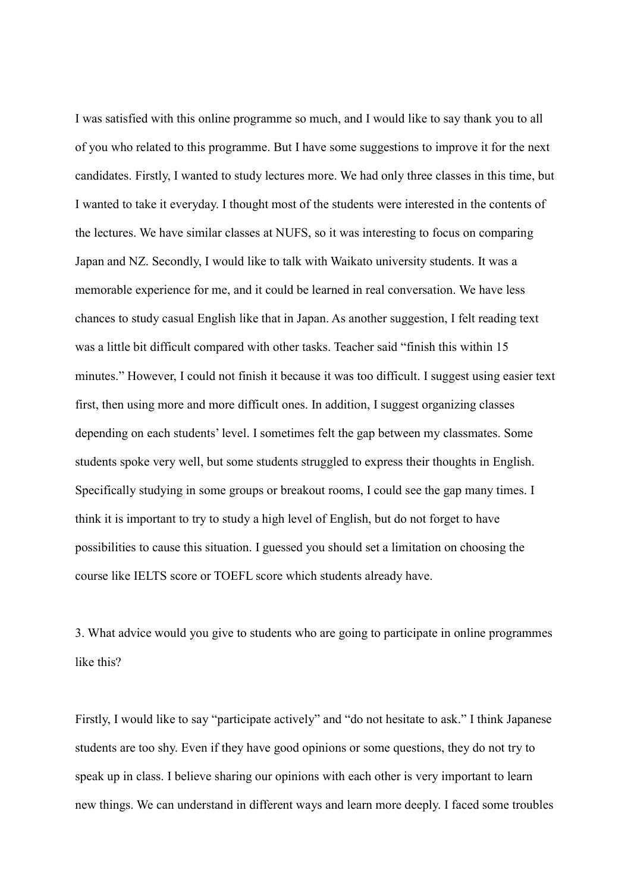I was satisfied with this online programme so much, and I would like to say thank you to all of you who related to this programme. But I have some suggestions to improve it for the next candidates. Firstly, I wanted to study lectures more. We had only three classes in this time, but I wanted to take it everyday. I thought most of the students were interested in the contents of the lectures. We have similar classes at NUFS, so it was interesting to focus on comparing Japan and NZ. Secondly, I would like to talk with Waikato university students. It was a memorable experience for me, and it could be learned in real conversation. We have less chances to study casual English like that in Japan. As another suggestion, I felt reading text was a little bit difficult compared with other tasks. Teacher said "finish this within 15 minutes." However, I could not finish it because it was too difficult. I suggest using easier text first, then using more and more difficult ones. In addition, I suggest organizing classes depending on each students' level. I sometimes felt the gap between my classmates. Some students spoke very well, but some students struggled to express their thoughts in English. Specifically studying in some groups or breakout rooms, I could see the gap many times. I think it is important to try to study a high level of English, but do not forget to have possibilities to cause this situation. I guessed you should set a limitation on choosing the course like IELTS score or TOEFL score which students already have.

3. What advice would you give to students who are going to participate in online programmes like this?

Firstly, I would like to say "participate actively" and "do not hesitate to ask." I think Japanese students are too shy. Even if they have good opinions or some questions, they do not try to speak up in class. I believe sharing our opinions with each other is very important to learn new things. We can understand in different ways and learn more deeply. I faced some troubles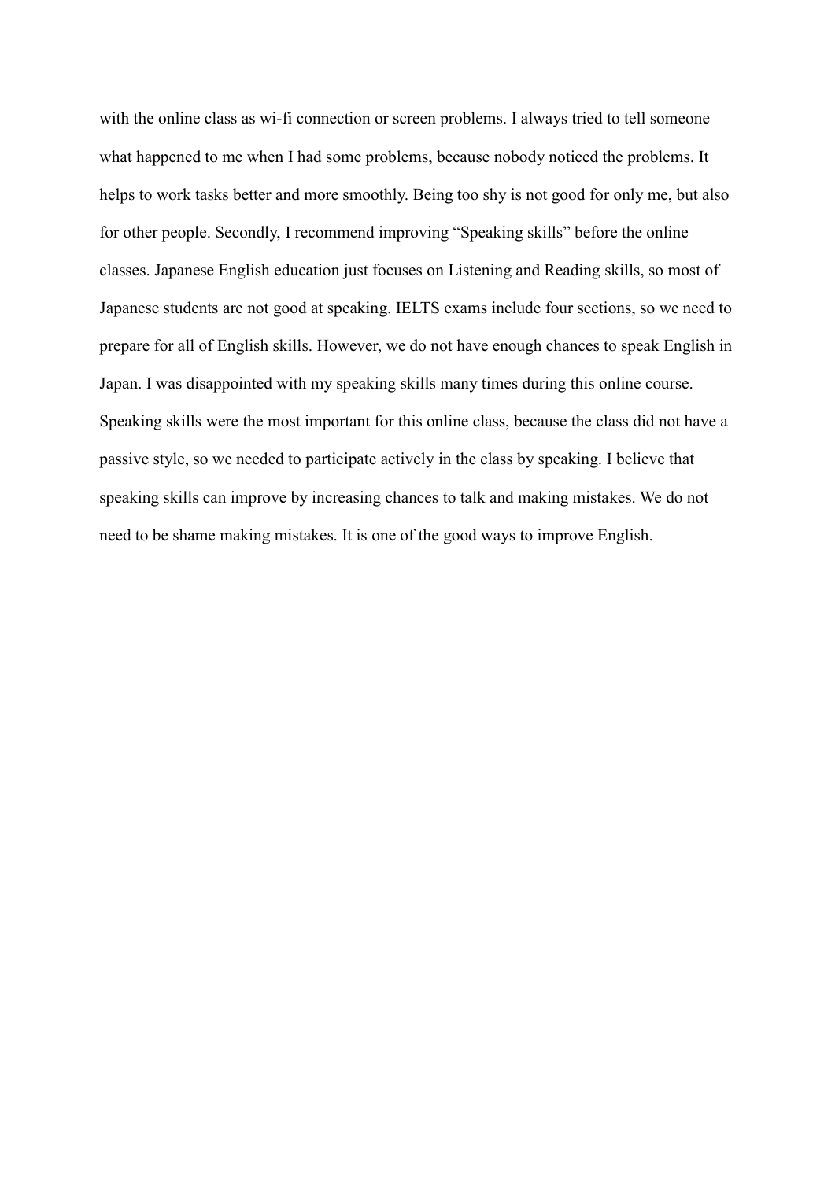with the online class as wi-fi connection or screen problems. I always tried to tell someone what happened to me when I had some problems, because nobody noticed the problems. It helps to work tasks better and more smoothly. Being too shy is not good for only me, but also for other people. Secondly, I recommend improving "Speaking skills" before the online classes. Japanese English education just focuses on Listening and Reading skills, so most of Japanese students are not good at speaking. IELTS exams include four sections, so we need to prepare for all of English skills. However, we do not have enough chances to speak English in Japan. I was disappointed with my speaking skills many times during this online course. Speaking skills were the most important for this online class, because the class did not have a passive style, so we needed to participate actively in the class by speaking. I believe that speaking skills can improve by increasing chances to talk and making mistakes. We do not need to be shame making mistakes. It is one of the good ways to improve English.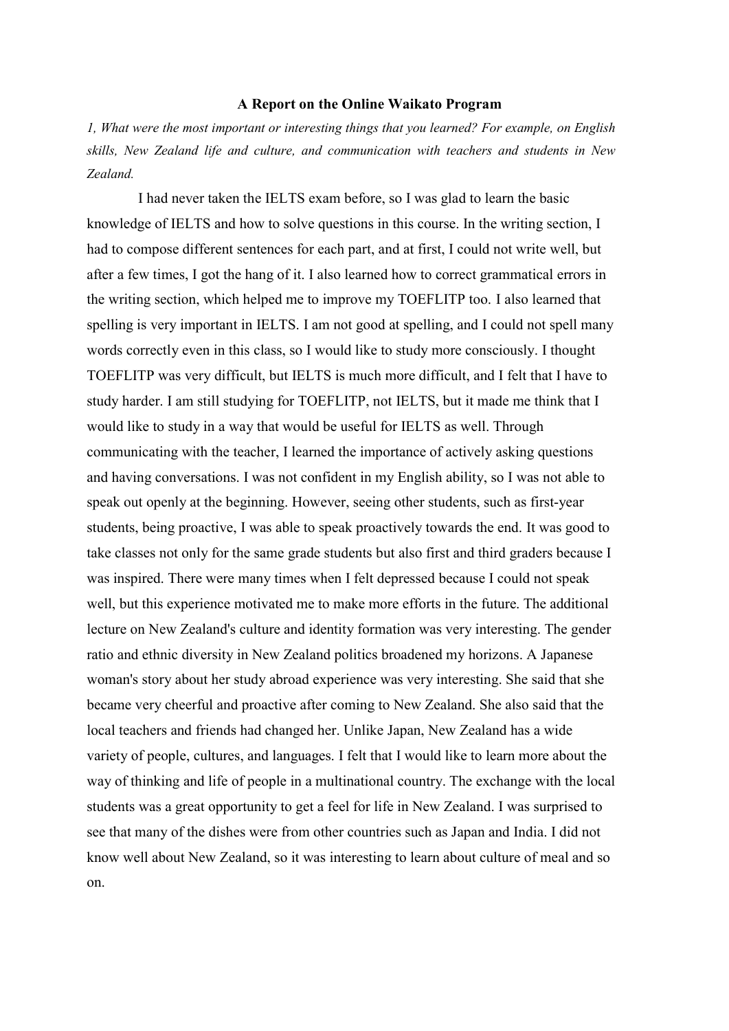**A Report on the Online Waikato Program**

*1, What were the most important or interesting things that you learned? For example, on English skills, New Zealand life and culture, and communication with teachers and students in New Zealand.*

I had never taken the IELTS exam before, so I was glad to learn the basic knowledge of IELTS and how to solve questions in this course. In the writing section, I had to compose different sentences for each part, and at first, I could not write well, but after a few times, I got the hang of it. I also learned how to correct grammatical errors in the writing section, which helped me to improve my TOEFLITP too. I also learned that spelling is very important in IELTS. I am not good at spelling, and I could not spell many words correctly even in this class, so I would like to study more consciously. I thought TOEFLITP was very difficult, but IELTS is much more difficult, and I felt that I have to study harder. I am still studying for TOEFLITP, not IELTS, but it made me think that I would like to study in a way that would be useful for IELTS as well. Through communicating with the teacher, I learned the importance of actively asking questions and having conversations. I was not confident in my English ability, so I was not able to speak out openly at the beginning. However, seeing other students, such as first-year students, being proactive, I was able to speak proactively towards the end. It was good to take classes not only for the same grade students but also first and third graders because I was inspired. There were many times when I felt depressed because I could not speak well, but this experience motivated me to make more efforts in the future. The additional lecture on New Zealand's culture and identity formation was very interesting. The gender ratio and ethnic diversity in New Zealand politics broadened my horizons. A Japanese woman's story about her study abroad experience was very interesting. She said that she became very cheerful and proactive after coming to New Zealand. She also said that the local teachers and friends had changed her. Unlike Japan, New Zealand has a wide variety of people, cultures, and languages. I felt that I would like to learn more about the way of thinking and life of people in a multinational country. The exchange with the local students was a great opportunity to get a feel for life in New Zealand. I was surprised to see that many of the dishes were from other countries such as Japan and India. I did not know well about New Zealand, so it was interesting to learn about culture of meal and so on.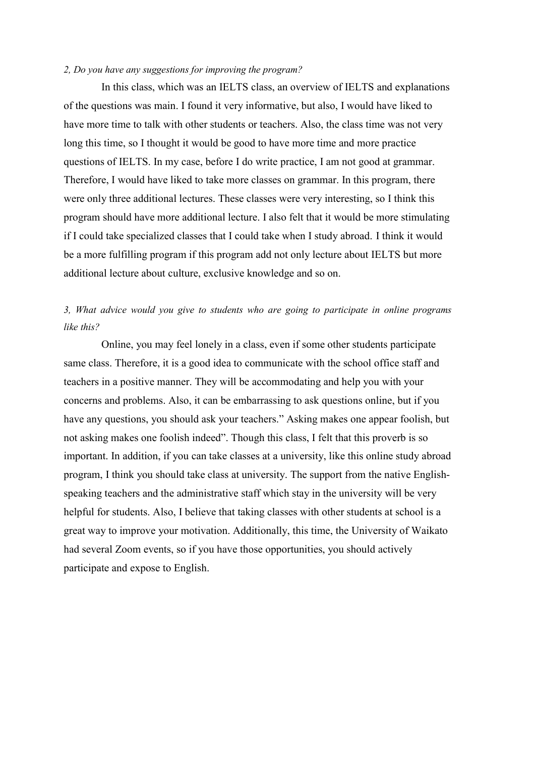*2, Do you have any suggestions for improving the program?*

In this class, which was an IELTS class, an overview of IELTS and explanations of the questions was main. I found it very informative, but also, I would have liked to have more time to talk with other students or teachers. Also, the class time was not very long this time, so I thought it would be good to have more time and more practice questions of IELTS. In my case, before I do write practice, I am not good at grammar. Therefore, I would have liked to take more classes on grammar. In this program, there were only three additional lectures. These classes were very interesting, so I think this program should have more additional lecture. I also felt that it would be more stimulating if I could take specialized classes that I could take when I study abroad. I think it would be a more fulfilling program if this program add not only lecture about IELTS but more additional lecture about culture, exclusive knowledge and so on.

*3, What advice would you give to students who are going to participate in online programs like this?*

Online, you may feel lonely in a class, even if some other students participate same class. Therefore, it is a good idea to communicate with the school office staff and teachers in a positive manner. They will be accommodating and help you with your concerns and problems. Also, it can be embarrassing to ask questions online, but if you have any questions, you should ask your teachers." Asking makes one appear foolish, but not asking makes one foolish indeed". Though this class, I felt that this proverb is so important. In addition, if you can take classes at a university, like this online study abroad program, I think you should take class at university. The support from the native English-speaking teachers and the administrative staff which stay in the university will be very helpful for students. Also, I believe that taking classes with other students at school is a great way to improve your motivation. Additionally, this time, the University of Waikato had several Zoom events, so if you have those opportunities, you should actively participate and expose to English.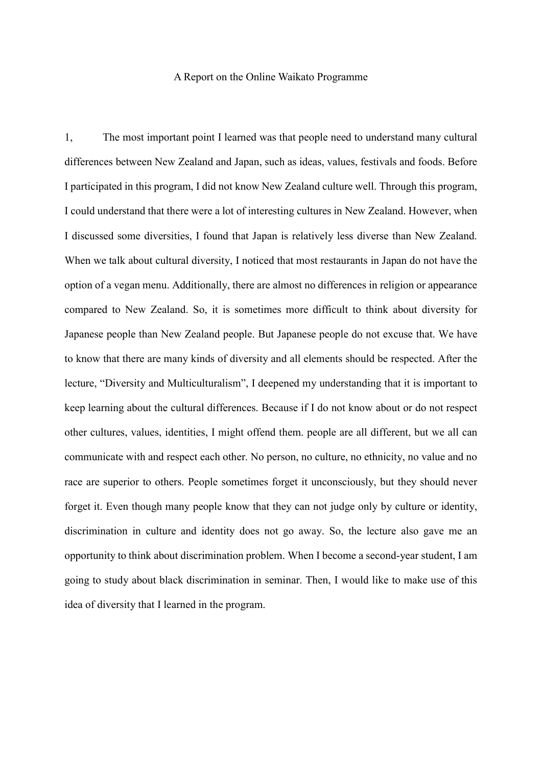A Report on the Online Waikato Programme

1, The most important point I learned was that people need to understand many cultural differences between New Zealand and Japan, such as ideas, values, festivals and foods. Before I participated in this program, I did not know New Zealand culture well. Through this program, I could understand that there were a lot of interesting cultures in New Zealand. However, when I discussed some diversities, I found that Japan is relatively less diverse than New Zealand. When we talk about cultural diversity, I noticed that most restaurants in Japan do not have the option of a vegan menu. Additionally, there are almost no differences in religion or appearance compared to New Zealand. So, it is sometimes more difficult to think about diversity for Japanese people than New Zealand people. But Japanese people do not excuse that. We have to know that there are many kinds of diversity and all elements should be respected. After the lecture, "Diversity and Multiculturalism", I deepened my understanding that it is important to keep learning about the cultural differences. Because if I do not know about or do not respect other cultures, values, identities, I might offend them. people are all different, but we all can communicate with and respect each other. No person, no culture, no ethnicity, no value and no race are superior to others. People sometimes forget it unconsciously, but they should never forget it. Even though many people know that they can not judge only by culture or identity, discrimination in culture and identity does not go away. So, the lecture also gave me an opportunity to think about discrimination problem. When I become a second-year student, I am going to study about black discrimination in seminar. Then, I would like to make use of this idea of diversity that I learned in the program.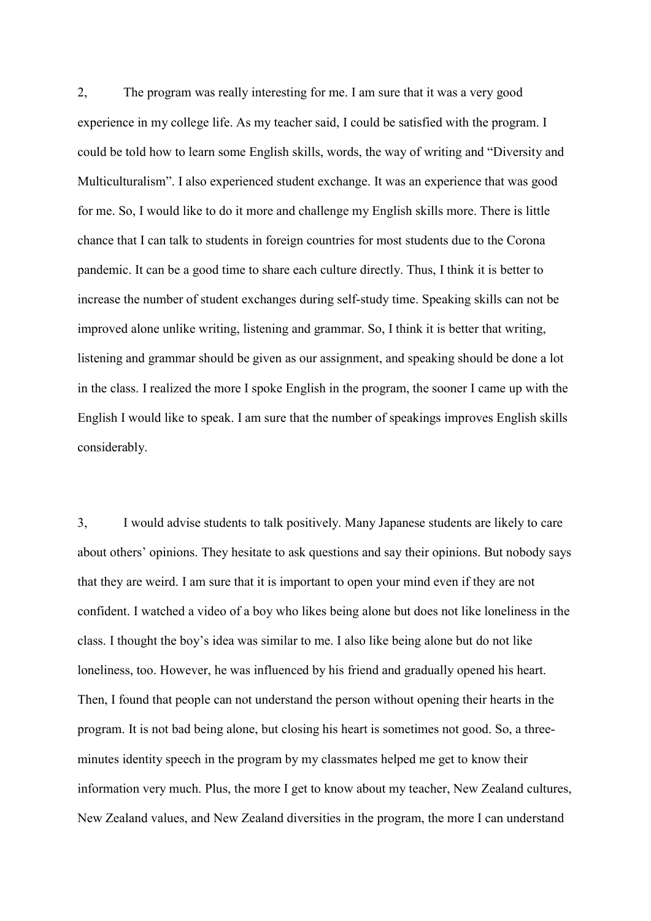2, The program was really interesting for me. I am sure that it was a very good experience in my college life. As my teacher said, I could be satisfied with the program. I could be told how to learn some English skills, words, the way of writing and "Diversity and Multiculturalism". I also experienced student exchange. It was an experience that was good for me. So, I would like to do it more and challenge my English skills more. There is little chance that I can talk to students in foreign countries for most students due to the Corona pandemic. It can be a good time to share each culture directly. Thus, I think it is better to increase the number of student exchanges during self-study time. Speaking skills can not be improved alone unlike writing, listening and grammar. So, I think it is better that writing, listening and grammar should be given as our assignment, and speaking should be done a lot in the class. I realized the more I spoke English in the program, the sooner I came up with the English I would like to speak. I am sure that the number of speakings improves English skills considerably.

3, I would advise students to talk positively. Many Japanese students are likely to care about others' opinions. They hesitate to ask questions and say their opinions. But nobody says that they are weird. I am sure that it is important to open your mind even if they are not confident. I watched a video of a boy who likes being alone but does not like loneliness in the class. I thought the boy's idea was similar to me. I also like being alone but do not like loneliness, too. However, he was influenced by his friend and gradually opened his heart. Then, I found that people can not understand the person without opening their hearts in the program. It is not bad being alone, but closing his heart is sometimes not good. So, a three-minutes identity speech in the program by my classmates helped me get to know their information very much. Plus, the more I get to know about my teacher, New Zealand cultures, New Zealand values, and New Zealand diversities in the program, the more I can understand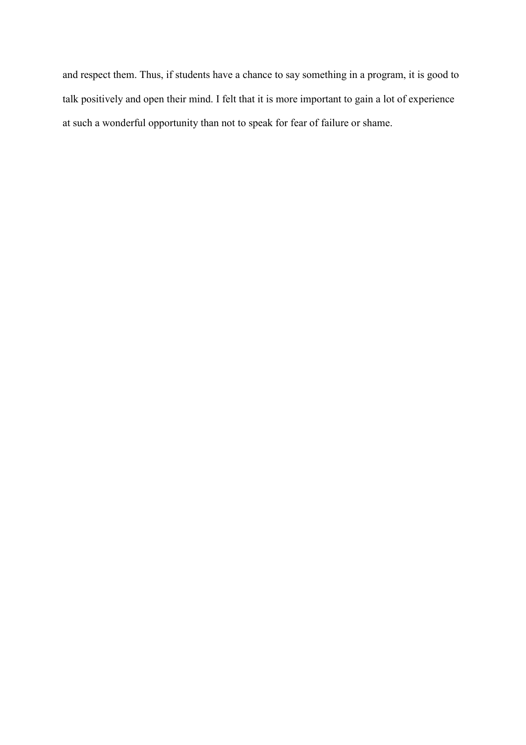and respect them. Thus, if students have a chance to say something in a program, it is good to talk positively and open their mind. I felt that it is more important to gain a lot of experience at such a wonderful opportunity than not to speak for fear of failure or shame.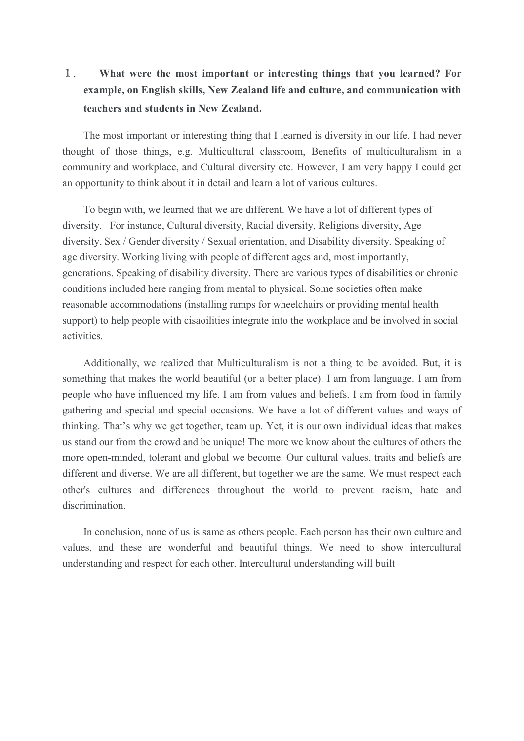1. **What were the most important or interesting things that you learned? For example, on English skills, New Zealand life and culture, and communication with teachers and students in New Zealand.**

The most important or interesting thing that I learned is diversity in our life. I had never thought of those things, e.g. Multicultural classroom, Benefits of multiculturalism in a community and workplace, and Cultural diversity etc. However, I am very happy I could get an opportunity to think about it in detail and learn a lot of various cultures.

To begin with, we learned that we are different. We have a lot of different types of diversity. For instance, Cultural diversity, Racial diversity, Religions diversity, Age diversity, Sex / Gender diversity / Sexual orientation, and Disability diversity. Speaking of age diversity. Working living with people of different ages and, most importantly, generations. Speaking of disability diversity. There are various types of disabilities or chronic conditions included here ranging from mental to physical. Some societies often make reasonable accommodations (installing ramps for wheelchairs or providing mental health support) to help people with cisaoilities integrate into the workplace and be involved in social activities.

Additionally, we realized that Multiculturalism is not a thing to be avoided. But, it is something that makes the world beautiful (or a better place). I am from language. I am from people who have influenced my life. I am from values and beliefs. I am from food in family gathering and special and special occasions. We have a lot of different values and ways of thinking. That's why we get together, team up. Yet, it is our own individual ideas that makes us stand our from the crowd and be unique! The more we know about the cultures of others the more open-minded, tolerant and global we become. Our cultural values, traits and beliefs are different and diverse. We are all different, but together we are the same. We must respect each other's cultures and differences throughout the world to prevent racism, hate and discrimination.

In conclusion, none of us is same as others people. Each person has their own culture and values, and these are wonderful and beautiful things. We need to show intercultural understanding and respect for each other. Intercultural understanding will built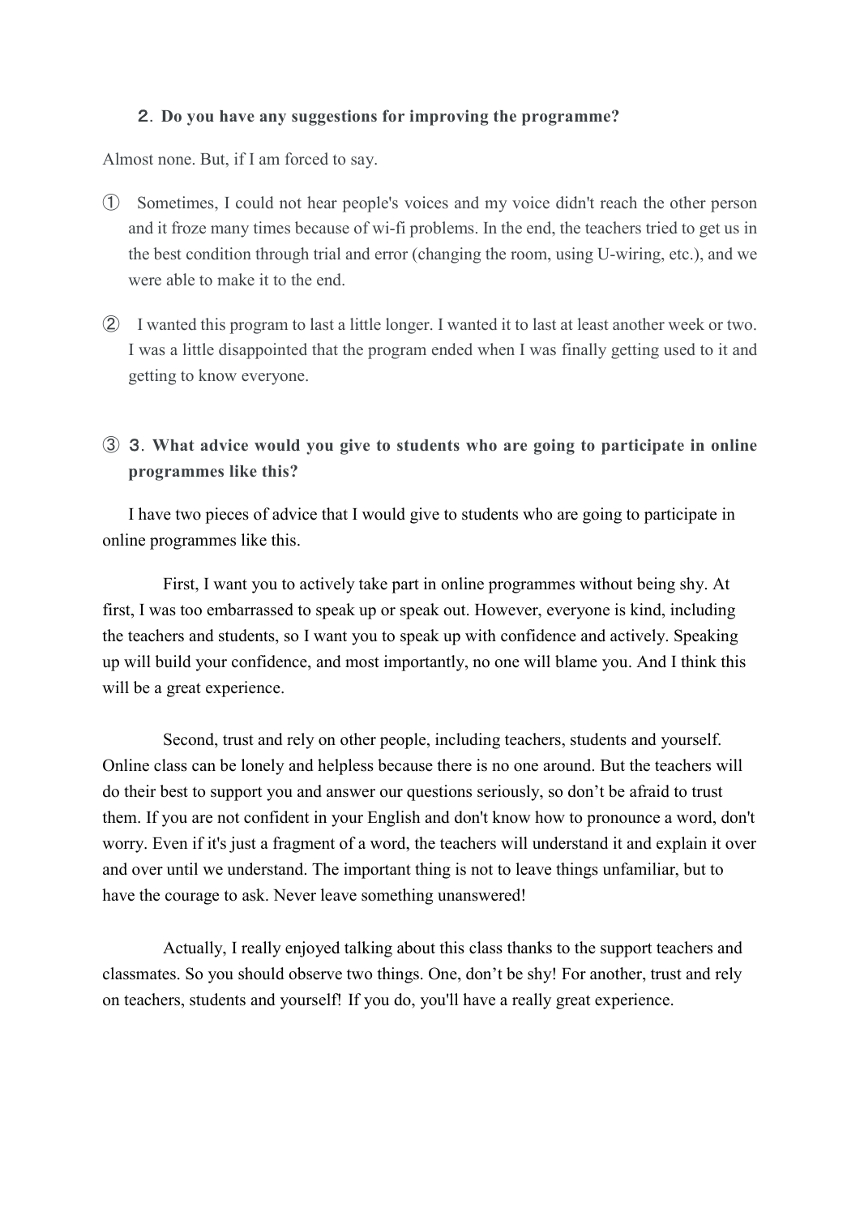**２. Do you have any suggestions for improving the programme?**

Almost none. But, if I am forced to say.

① Sometimes, I could not hear people's voices and my voice didn't reach the other person and it froze many times because of wi-fi problems. In the end, the teachers tried to get us in the best condition through trial and error (changing the room, using U-wiring, etc.), and we were able to make it to the end.

② I wanted this program to last a little longer. I wanted it to last at least another week or two. I was a little disappointed that the program ended when I was finally getting used to it and getting to know everyone.

③ **３. What advice would you give to students who are going to participate in online programmes like this?**

I have two pieces of advice that I would give to students who are going to participate in online programmes like this.

First, I want you to actively take part in online programmes without being shy. At first, I was too embarrassed to speak up or speak out. However, everyone is kind, including the teachers and students, so I want you to speak up with confidence and actively. Speaking up will build your confidence, and most importantly, no one will blame you. And I think this will be a great experience.

Second, trust and rely on other people, including teachers, students and yourself. Online class can be lonely and helpless because there is no one around. But the teachers will do their best to support you and answer our questions seriously, so don't be afraid to trust them. If you are not confident in your English and don't know how to pronounce a word, don't worry. Even if it's just a fragment of a word, the teachers will understand it and explain it over and over until we understand. The important thing is not to leave things unfamiliar, but to have the courage to ask. Never leave something unanswered!

Actually, I really enjoyed talking about this class thanks to the support teachers and classmates. So you should observe two things. One, don't be shy! For another, trust and rely on teachers, students and yourself! If you do, you'll have a really great experience.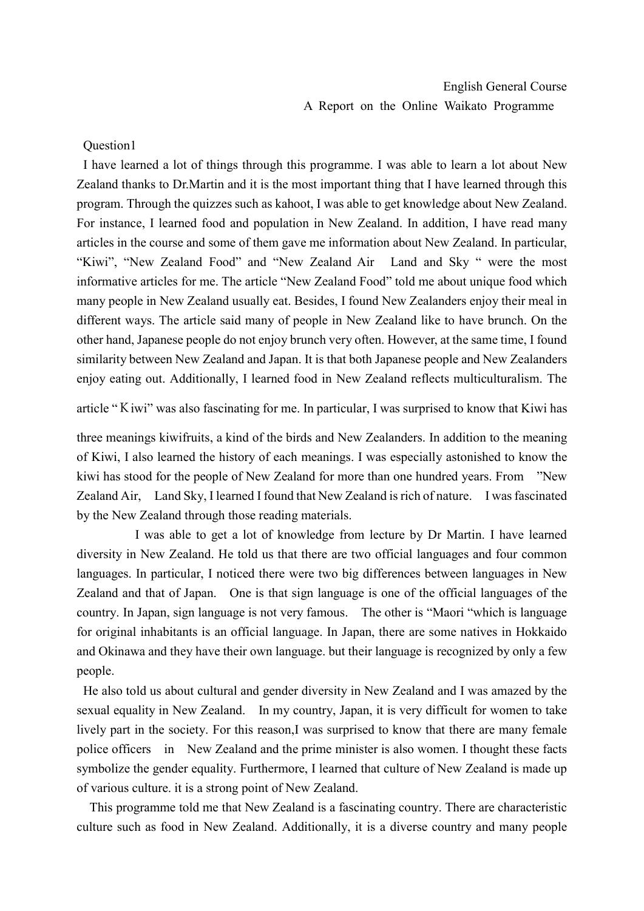English General Course

A Report on the Online Waikato Programme

Question1

I have learned a lot of things through this programme. I was able to learn a lot about New Zealand thanks to Dr.Martin and it is the most important thing that I have learned through this program. Through the quizzes such as kahoot, I was able to get knowledge about New Zealand. For instance, I learned food and population in New Zealand. In addition, I have read many articles in the course and some of them gave me information about New Zealand. In particular, "Kiwi", "New Zealand Food" and "New Zealand Air Land and Sky " were the most informative articles for me. The article "New Zealand Food" told me about unique food which many people in New Zealand usually eat. Besides, I found New Zealanders enjoy their meal in different ways. The article said many of people in New Zealand like to have brunch. On the other hand, Japanese people do not enjoy brunch very often. However, at the same time, I found similarity between New Zealand and Japan. It is that both Japanese people and New Zealanders enjoy eating out. Additionally, I learned food in New Zealand reflects multiculturalism. The article "Ｋiwi" was also fascinating for me. In particular, I was surprised to know that Kiwi has three meanings kiwifruits, a kind of the birds and New Zealanders. In addition to the meaning of Kiwi, I also learned the history of each meanings. I was especially astonished to know the kiwi has stood for the people of New Zealand for more than one hundred years. From "New Zealand Air, Land Sky, I learned I found that New Zealand is rich of nature. I was fascinated by the New Zealand through those reading materials.

I was able to get a lot of knowledge from lecture by Dr Martin. I have learned diversity in New Zealand. He told us that there are two official languages and four common languages. In particular, I noticed there were two big differences between languages in New Zealand and that of Japan. One is that sign language is one of the official languages of the country. In Japan, sign language is not very famous. The other is "Maori "which is language for original inhabitants is an official language. In Japan, there are some natives in Hokkaido and Okinawa and they have their own language. but their language is recognized by only a few people.

He also told us about cultural and gender diversity in New Zealand and I was amazed by the sexual equality in New Zealand. In my country, Japan, it is very difficult for women to take lively part in the society. For this reason,I was surprised to know that there are many female police officers in New Zealand and the prime minister is also women. I thought these facts symbolize the gender equality. Furthermore, I learned that culture of New Zealand is made up of various culture. it is a strong point of New Zealand.

This programme told me that New Zealand is a fascinating country. There are characteristic culture such as food in New Zealand. Additionally, it is a diverse country and many people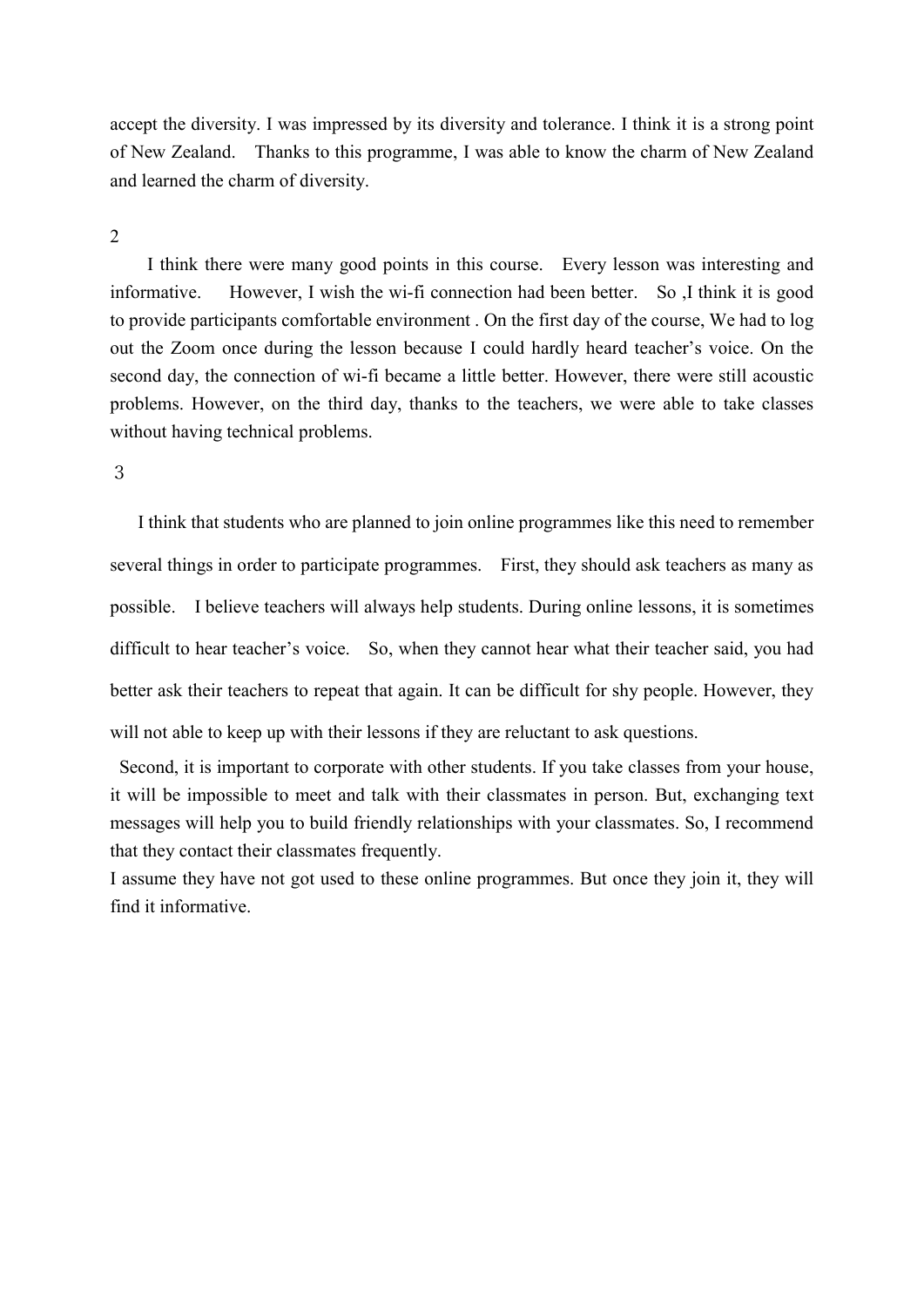accept the diversity. I was impressed by its diversity and tolerance. I think it is a strong point of New Zealand. Thanks to this programme, I was able to know the charm of New Zealand and learned the charm of diversity.

2

I think there were many good points in this course. Every lesson was interesting and informative. However, I wish the wi-fi connection had been better. So ,I think it is good to provide participants comfortable environment . On the first day of the course, We had to log out the Zoom once during the lesson because I could hardly heard teacher's voice. On the second day, the connection of wi-fi became a little better. However, there were still acoustic problems. However, on the third day, thanks to the teachers, we were able to take classes without having technical problems.

3

I think that students who are planned to join online programmes like this need to remember several things in order to participate programmes. First, they should ask teachers as many as possible. I believe teachers will always help students. During online lessons, it is sometimes difficult to hear teacher's voice. So, when they cannot hear what their teacher said, you had better ask their teachers to repeat that again. It can be difficult for shy people. However, they will not able to keep up with their lessons if they are reluctant to ask questions.

Second, it is important to corporate with other students. If you take classes from your house, it will be impossible to meet and talk with their classmates in person. But, exchanging text messages will help you to build friendly relationships with your classmates. So, I recommend that they contact their classmates frequently.

I assume they have not got used to these online programmes. But once they join it, they will find it informative.